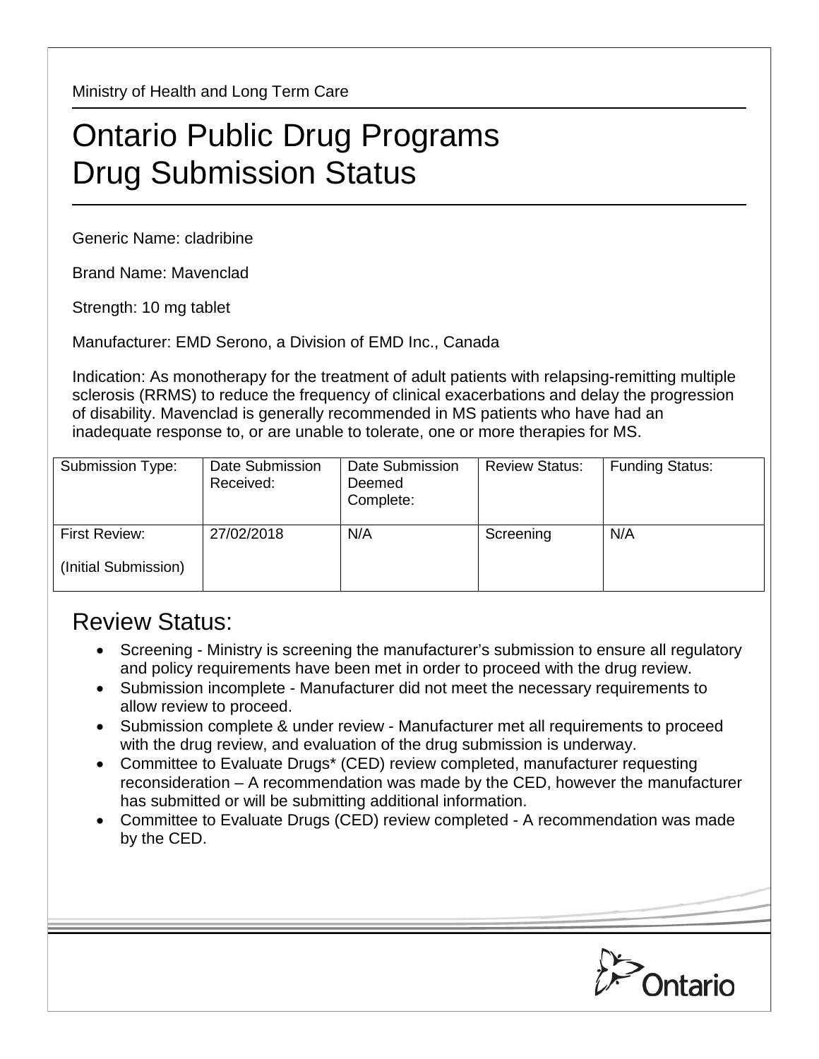Ministry of Health and Long Term Care

# Ontario Public Drug Programs
# Drug Submission Status

Generic Name: cladribine

Brand Name: Mavenclad

Strength: 10 mg tablet

Manufacturer: EMD Serono, a Division of EMD Inc., Canada

Indication: As monotherapy for the treatment of adult patients with relapsing-remitting multiple sclerosis (RRMS) to reduce the frequency of clinical exacerbations and delay the progression of disability. Mavenclad is generally recommended in MS patients who have had an inadequate response to, or are unable to tolerate, one or more therapies for MS.

| Submission Type: | Date Submission Received: | Date Submission Deemed Complete: | Review Status: | Funding Status: |
|---|---|---|---|---|
| First Review: (Initial Submission) | 27/02/2018 | N/A | Screening | N/A |

## Review Status:

- Screening - Ministry is screening the manufacturer's submission to ensure all regulatory and policy requirements have been met in order to proceed with the drug review.
- Submission incomplete - Manufacturer did not meet the necessary requirements to allow review to proceed.
- Submission complete & under review - Manufacturer met all requirements to proceed with the drug review, and evaluation of the drug submission is underway.
- Committee to Evaluate Drugs* (CED) review completed, manufacturer requesting reconsideration – A recommendation was made by the CED, however the manufacturer has submitted or will be submitting additional information.
- Committee to Evaluate Drugs (CED) review completed - A recommendation was made by the CED.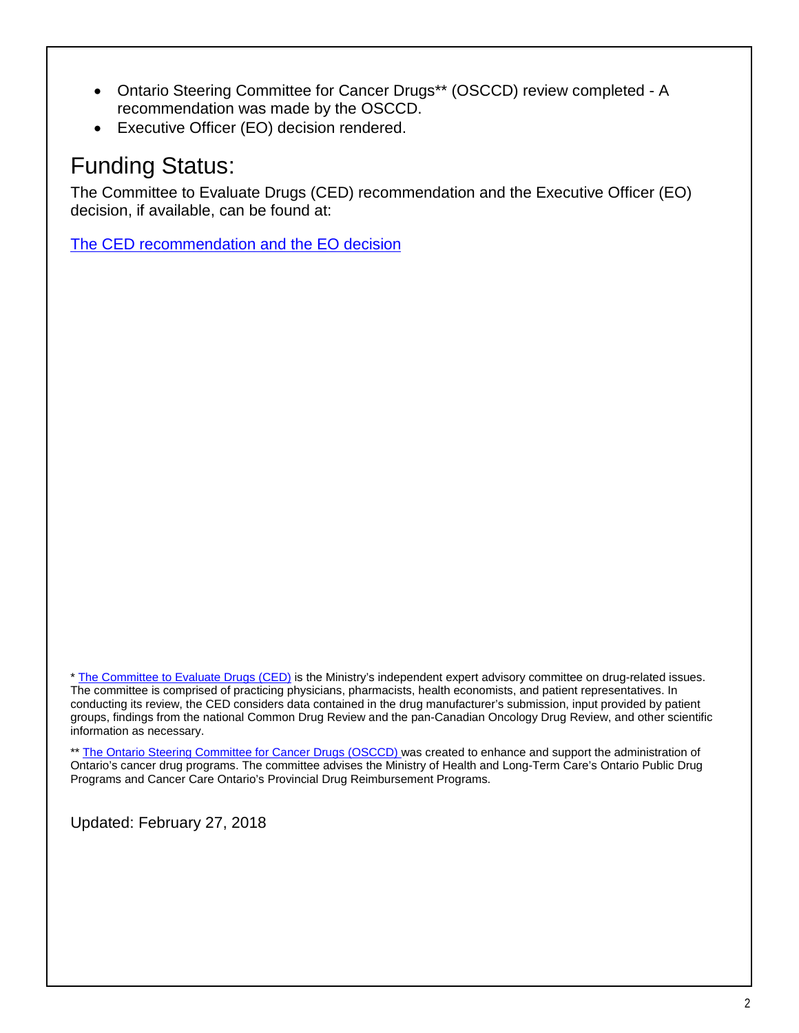- Ontario Steering Committee for Cancer Drugs** (OSCCD) review completed - A recommendation was made by the OSCCD.
- Executive Officer (EO) decision rendered.

## Funding Status:

The Committee to Evaluate Drugs (CED) recommendation and the Executive Officer (EO) decision, if available, can be found at:

The CED recommendation and the EO decision

* The Committee to Evaluate Drugs (CED) is the Ministry's independent expert advisory committee on drug-related issues. The committee is comprised of practicing physicians, pharmacists, health economists, and patient representatives. In conducting its review, the CED considers data contained in the drug manufacturer's submission, input provided by patient groups, findings from the national Common Drug Review and the pan-Canadian Oncology Drug Review, and other scientific information as necessary.

** The Ontario Steering Committee for Cancer Drugs (OSCCD) was created to enhance and support the administration of Ontario's cancer drug programs. The committee advises the Ministry of Health and Long-Term Care's Ontario Public Drug Programs and Cancer Care Ontario's Provincial Drug Reimbursement Programs.

Updated: February 27, 2018